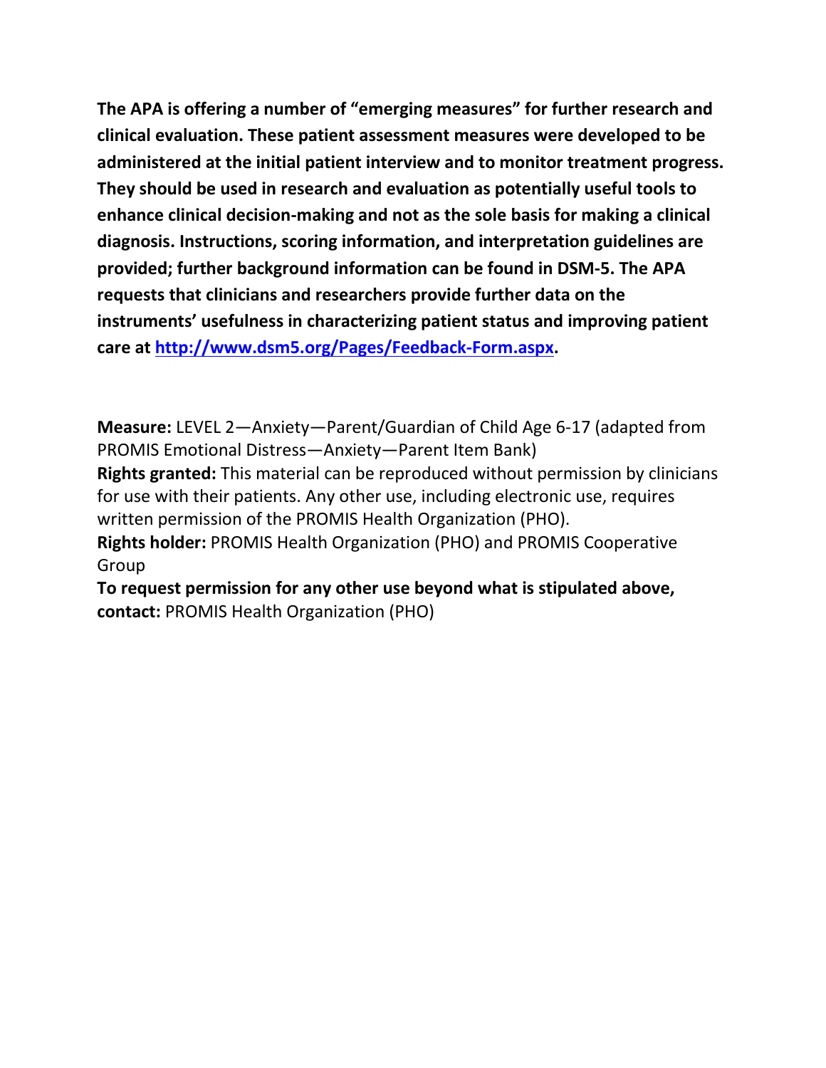**The APA is offering a number of "emerging measures" for further research and clinical evaluation. These patient assessment measures were developed to be administered at the initial patient interview and to monitor treatment progress. They should be used in research and evaluation as potentially useful tools to enhance clinical decision-making and not as the sole basis for making a clinical diagnosis. Instructions, scoring information, and interpretation guidelines are provided; further background information can be found in DSM-5. The APA requests that clinicians and researchers provide further data on the instruments' usefulness in characterizing patient status and improving patient care at [http://www.dsm5.org/Pages/Feedback-Form.aspx](http://www.dsm5.org/Pages/Feedback-Form.aspx).**

**Measure:** LEVEL 2—Anxiety—Parent/Guardian of Child Age 6-17 (adapted from PROMIS Emotional Distress—Anxiety—Parent Item Bank)

**Rights granted:** This material can be reproduced without permission by clinicians for use with their patients. Any other use, including electronic use, requires written permission of the PROMIS Health Organization (PHO).

**Rights holder:** PROMIS Health Organization (PHO) and PROMIS Cooperative Group

**To request permission for any other use beyond what is stipulated above, contact:** PROMIS Health Organization (PHO)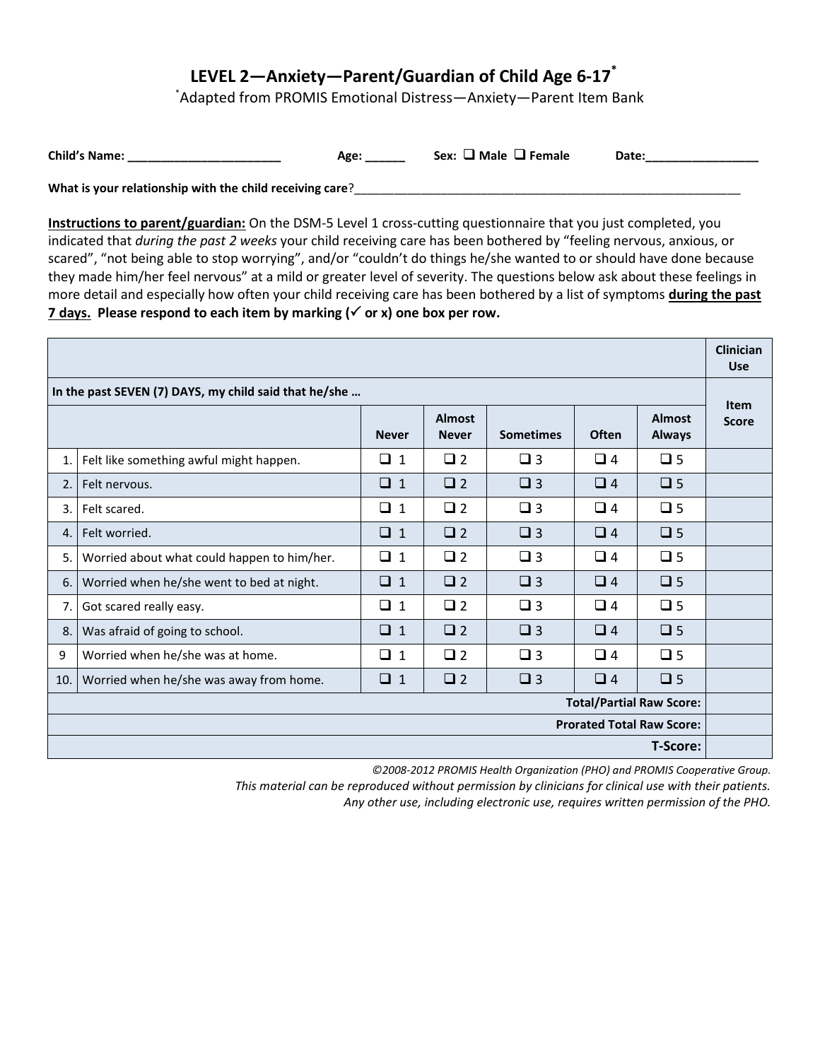# LEVEL 2—Anxiety—Parent/Guardian of Child Age 6-17*

*Adapted from PROMIS Emotional Distress—Anxiety—Parent Item Bank

**Child's Name:** _______________________ **Age:** ______ **Sex:** ❑ Male ❑ Female **Date:** _________________

**What is your relationship with the child receiving care**?____________________________________________________________

**Instructions to parent/guardian:** On the DSM-5 Level 1 cross-cutting questionnaire that you just completed, you indicated that *during the past 2 weeks* your child receiving care has been bothered by "feeling nervous, anxious, or scared", "not being able to stop worrying", and/or "couldn't do things he/she wanted to or should have done because they made him/her feel nervous" at a mild or greater level of severity. The questions below ask about these feelings in more detail and especially how often your child receiving care has been bothered by a list of symptoms **during the past 7 days. Please respond to each item by marking (✓ or x) one box per row.**

| | | | | | | | Clinician Use |
|---|---|---|---|---|---|---|---|
| **In the past SEVEN (7) DAYS, my child said that he/she …** | | | | | | | **Item Score** |
| | | **Never** | **Almost Never** | **Sometimes** | **Often** | **Almost Always** | |
| 1. | Felt like something awful might happen. | ❑ 1 | ❑ 2 | ❑ 3 | ❑ 4 | ❑ 5 | |
| 2. | Felt nervous. | ❑ 1 | ❑ 2 | ❑ 3 | ❑ 4 | ❑ 5 | |
| 3. | Felt scared. | ❑ 1 | ❑ 2 | ❑ 3 | ❑ 4 | ❑ 5 | |
| 4. | Felt worried. | ❑ 1 | ❑ 2 | ❑ 3 | ❑ 4 | ❑ 5 | |
| 5. | Worried about what could happen to him/her. | ❑ 1 | ❑ 2 | ❑ 3 | ❑ 4 | ❑ 5 | |
| 6. | Worried when he/she went to bed at night. | ❑ 1 | ❑ 2 | ❑ 3 | ❑ 4 | ❑ 5 | |
| 7. | Got scared really easy. | ❑ 1 | ❑ 2 | ❑ 3 | ❑ 4 | ❑ 5 | |
| 8. | Was afraid of going to school. | ❑ 1 | ❑ 2 | ❑ 3 | ❑ 4 | ❑ 5 | |
| 9 | Worried when he/she was at home. | ❑ 1 | ❑ 2 | ❑ 3 | ❑ 4 | ❑ 5 | |
| 10. | Worried when he/she was away from home. | ❑ 1 | ❑ 2 | ❑ 3 | ❑ 4 | ❑ 5 | |
| | | | | | | **Total/Partial Raw Score:** | |
| | | | | | | **Prorated Total Raw Score:** | |
| | | | | | | **T-Score:** | |

*©2008-2012 PROMIS Health Organization (PHO) and PROMIS Cooperative Group.*
*This material can be reproduced without permission by clinicians for clinical use with their patients.*
*Any other use, including electronic use, requires written permission of the PHO.*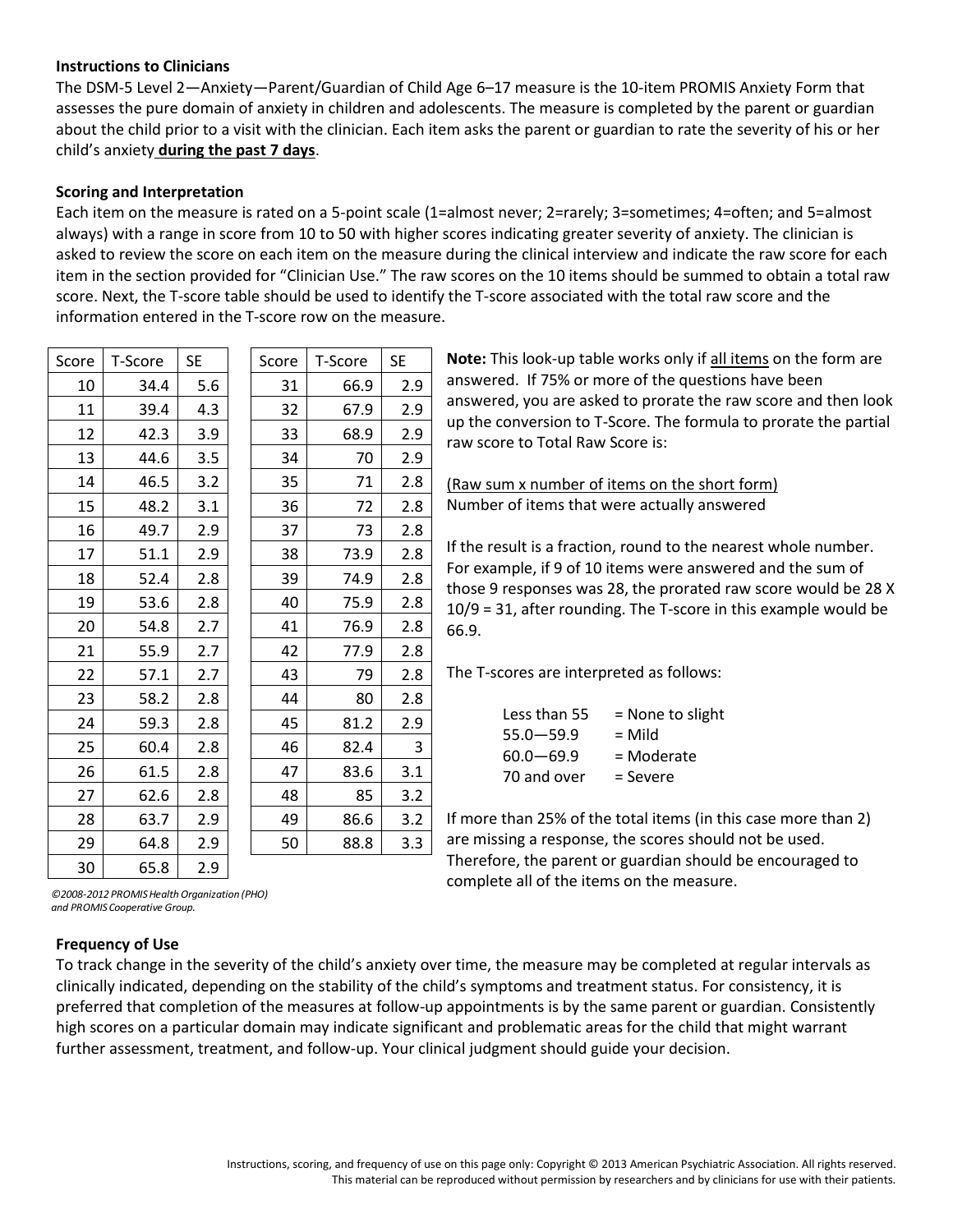**Instructions to Clinicians**

The DSM-5 Level 2—Anxiety—Parent/Guardian of Child Age 6–17 measure is the 10-item PROMIS Anxiety Form that assesses the pure domain of anxiety in children and adolescents. The measure is completed by the parent or guardian about the child prior to a visit with the clinician. Each item asks the parent or guardian to rate the severity of his or her child's anxiety **during the past 7 days**.

**Scoring and Interpretation**

Each item on the measure is rated on a 5-point scale (1=almost never; 2=rarely; 3=sometimes; 4=often; and 5=almost always) with a range in score from 10 to 50 with higher scores indicating greater severity of anxiety. The clinician is asked to review the score on each item on the measure during the clinical interview and indicate the raw score for each item in the section provided for "Clinician Use." The raw scores on the 10 items should be summed to obtain a total raw score. Next, the T-score table should be used to identify the T-score associated with the total raw score and the information entered in the T-score row on the measure.

| Score | T-Score | SE |
|---|---|---|
| 10 | 34.4 | 5.6 |
| 11 | 39.4 | 4.3 |
| 12 | 42.3 | 3.9 |
| 13 | 44.6 | 3.5 |
| 14 | 46.5 | 3.2 |
| 15 | 48.2 | 3.1 |
| 16 | 49.7 | 2.9 |
| 17 | 51.1 | 2.9 |
| 18 | 52.4 | 2.8 |
| 19 | 53.6 | 2.8 |
| 20 | 54.8 | 2.7 |
| 21 | 55.9 | 2.7 |
| 22 | 57.1 | 2.7 |
| 23 | 58.2 | 2.8 |
| 24 | 59.3 | 2.8 |
| 25 | 60.4 | 2.8 |
| 26 | 61.5 | 2.8 |
| 27 | 62.6 | 2.8 |
| 28 | 63.7 | 2.9 |
| 29 | 64.8 | 2.9 |
| 30 | 65.8 | 2.9 |
| 31 | 66.9 | 2.9 |
| 32 | 67.9 | 2.9 |
| 33 | 68.9 | 2.9 |
| 34 | 70 | 2.9 |
| 35 | 71 | 2.8 |
| 36 | 72 | 2.8 |
| 37 | 73 | 2.8 |
| 38 | 73.9 | 2.8 |
| 39 | 74.9 | 2.8 |
| 40 | 75.9 | 2.8 |
| 41 | 76.9 | 2.8 |
| 42 | 77.9 | 2.8 |
| 43 | 79 | 2.8 |
| 44 | 80 | 2.8 |
| 45 | 81.2 | 2.9 |
| 46 | 82.4 | 3 |
| 47 | 83.6 | 3.1 |
| 48 | 85 | 3.2 |
| 49 | 86.6 | 3.2 |
| 50 | 88.8 | 3.3 |

*©2008-2012 PROMIS Health Organization (PHO) and PROMIS Cooperative Group.*

**Note:** This look-up table works only if all items on the form are answered. If 75% or more of the questions have been answered, you are asked to prorate the raw score and then look up the conversion to T-Score. The formula to prorate the partial raw score to Total Raw Score is:

$$\frac{\text{Raw sum} \times \text{number of items on the short form}}{\text{Number of items that were actually answered}}$$

If the result is a fraction, round to the nearest whole number. For example, if 9 of 10 items were answered and the sum of those 9 responses was 28, the prorated raw score would be 28 X 10/9 = 31, after rounding. The T-score in this example would be 66.9.

The T-scores are interpreted as follows:

| | |
|---|---|
| Less than 55 | = None to slight |
| 55.0—59.9 | = Mild |
| 60.0—69.9 | = Moderate |
| 70 and over | = Severe |

If more than 25% of the total items (in this case more than 2) are missing a response, the scores should not be used. Therefore, the parent or guardian should be encouraged to complete all of the items on the measure.

**Frequency of Use**

To track change in the severity of the child's anxiety over time, the measure may be completed at regular intervals as clinically indicated, depending on the stability of the child's symptoms and treatment status. For consistency, it is preferred that completion of the measures at follow-up appointments is by the same parent or guardian. Consistently high scores on a particular domain may indicate significant and problematic areas for the child that might warrant further assessment, treatment, and follow-up. Your clinical judgment should guide your decision.

Instructions, scoring, and frequency of use on this page only: Copyright © 2013 American Psychiatric Association. All rights reserved. This material can be reproduced without permission by researchers and by clinicians for use with their patients.